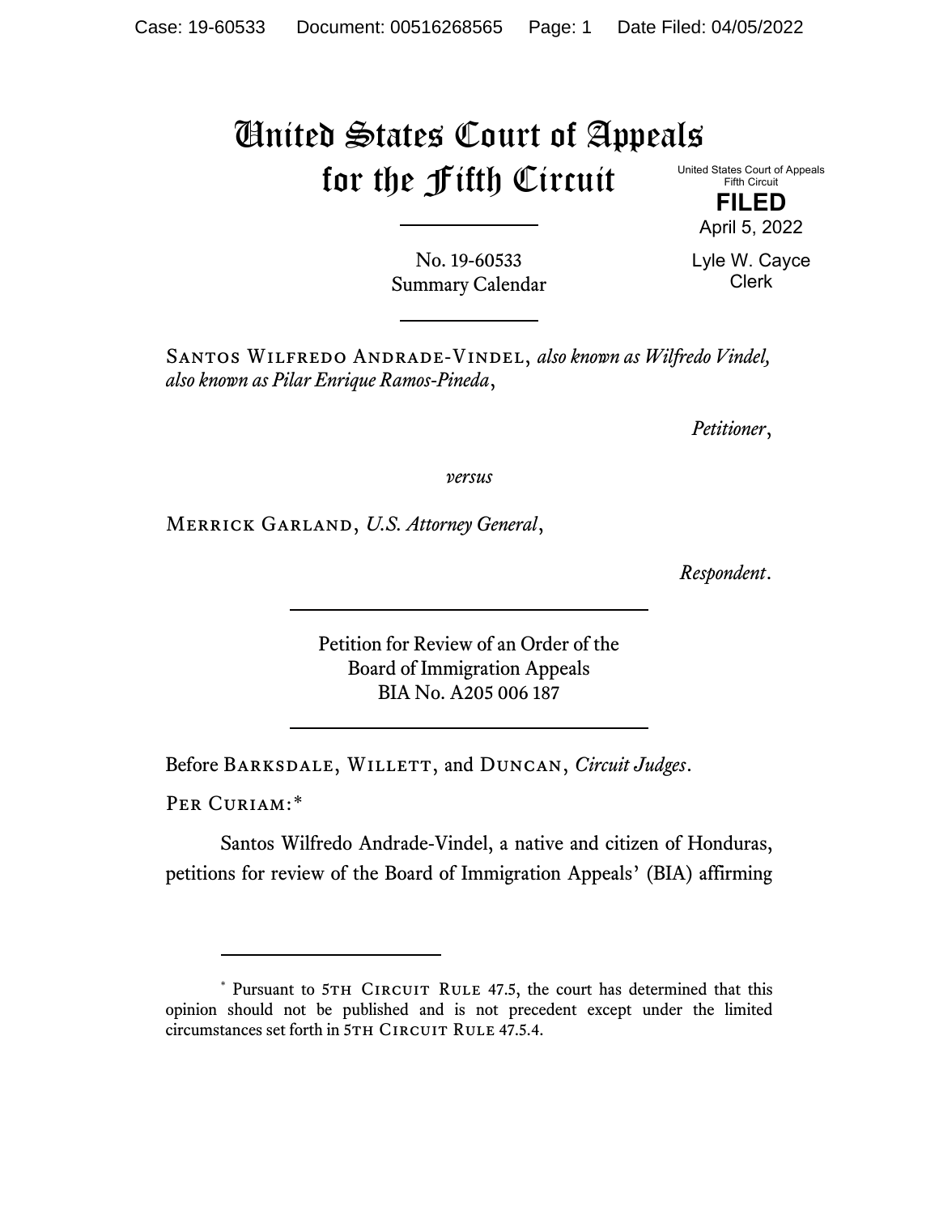# United States Court of Appeals for the Fifth Circuit

United States Court of Appeals
Fifth Circuit

**FILED**

April 5, 2022

Lyle W. Cayce
Clerk

No. 19-60533
Summary Calendar

---

Santos Wilfredo Andrade-Vindel, *also known as Wilfredo Vindel, also known as Pilar Enrique Ramos-Pineda*,

*Petitioner*,

*versus*

Merrick Garland, *U.S. Attorney General*,

*Respondent*.

---

Petition for Review of an Order of the
Board of Immigration Appeals
BIA No. A205 006 187

---

Before Barksdale, Willett, and Duncan, *Circuit Judges*.

Per Curiam:*

Santos Wilfredo Andrade-Vindel, a native and citizen of Honduras, petitions for review of the Board of Immigration Appeals' (BIA) affirming

---

\* Pursuant to 5th Circuit Rule 47.5, the court has determined that this opinion should not be published and is not precedent except under the limited circumstances set forth in 5th Circuit Rule 47.5.4.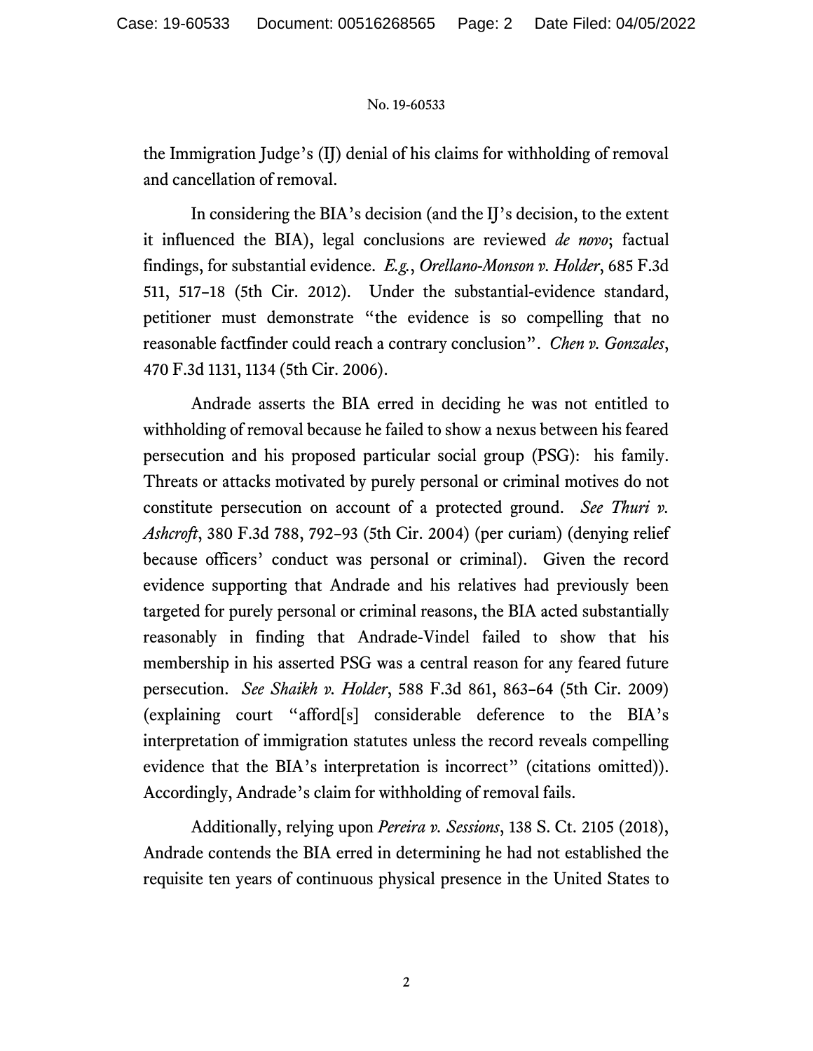the Immigration Judge's (IJ) denial of his claims for withholding of removal and cancellation of removal.

In considering the BIA's decision (and the IJ's decision, to the extent it influenced the BIA), legal conclusions are reviewed *de novo*; factual findings, for substantial evidence. *E.g.*, *Orellano-Monson v. Holder*, 685 F.3d 511, 517–18 (5th Cir. 2012). Under the substantial-evidence standard, petitioner must demonstrate "the evidence is so compelling that no reasonable factfinder could reach a contrary conclusion". *Chen v. Gonzales*, 470 F.3d 1131, 1134 (5th Cir. 2006).

Andrade asserts the BIA erred in deciding he was not entitled to withholding of removal because he failed to show a nexus between his feared persecution and his proposed particular social group (PSG): his family. Threats or attacks motivated by purely personal or criminal motives do not constitute persecution on account of a protected ground. *See Thuri v. Ashcroft*, 380 F.3d 788, 792–93 (5th Cir. 2004) (per curiam) (denying relief because officers' conduct was personal or criminal). Given the record evidence supporting that Andrade and his relatives had previously been targeted for purely personal or criminal reasons, the BIA acted substantially reasonably in finding that Andrade-Vindel failed to show that his membership in his asserted PSG was a central reason for any feared future persecution. *See Shaikh v. Holder*, 588 F.3d 861, 863–64 (5th Cir. 2009) (explaining court "afford[s] considerable deference to the BIA's interpretation of immigration statutes unless the record reveals compelling evidence that the BIA's interpretation is incorrect" (citations omitted)). Accordingly, Andrade's claim for withholding of removal fails.

Additionally, relying upon *Pereira v. Sessions*, 138 S. Ct. 2105 (2018), Andrade contends the BIA erred in determining he had not established the requisite ten years of continuous physical presence in the United States to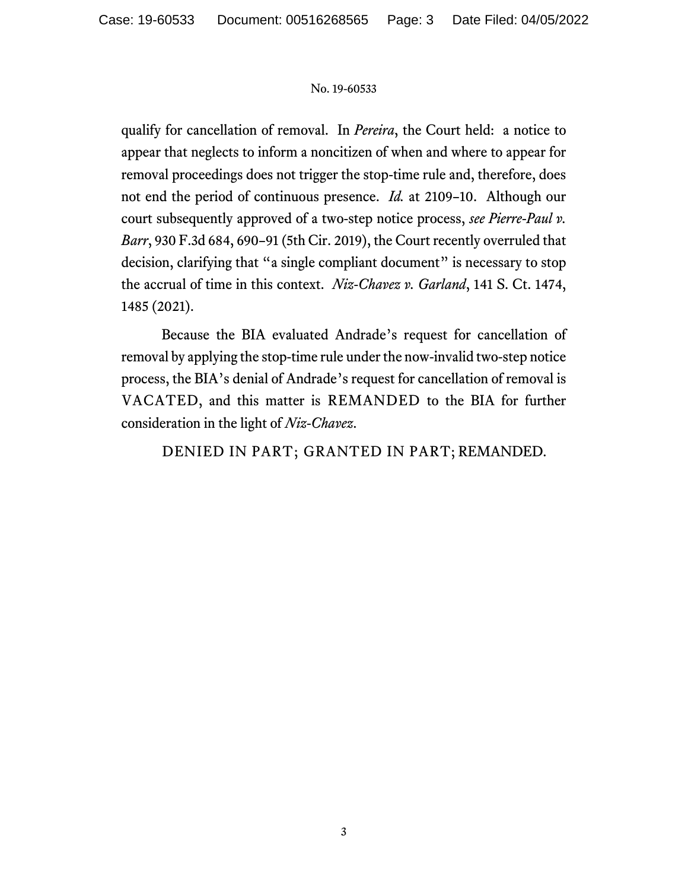qualify for cancellation of removal. In *Pereira*, the Court held: a notice to appear that neglects to inform a noncitizen of when and where to appear for removal proceedings does not trigger the stop-time rule and, therefore, does not end the period of continuous presence. *Id.* at 2109–10. Although our court subsequently approved of a two-step notice process, *see Pierre-Paul v. Barr*, 930 F.3d 684, 690–91 (5th Cir. 2019), the Court recently overruled that decision, clarifying that "a single compliant document" is necessary to stop the accrual of time in this context. *Niz-Chavez v. Garland*, 141 S. Ct. 1474, 1485 (2021).

Because the BIA evaluated Andrade's request for cancellation of removal by applying the stop-time rule under the now-invalid two-step notice process, the BIA's denial of Andrade's request for cancellation of removal is VACATED, and this matter is REMANDED to the BIA for further consideration in the light of *Niz-Chavez*.

DENIED IN PART; GRANTED IN PART; REMANDED.